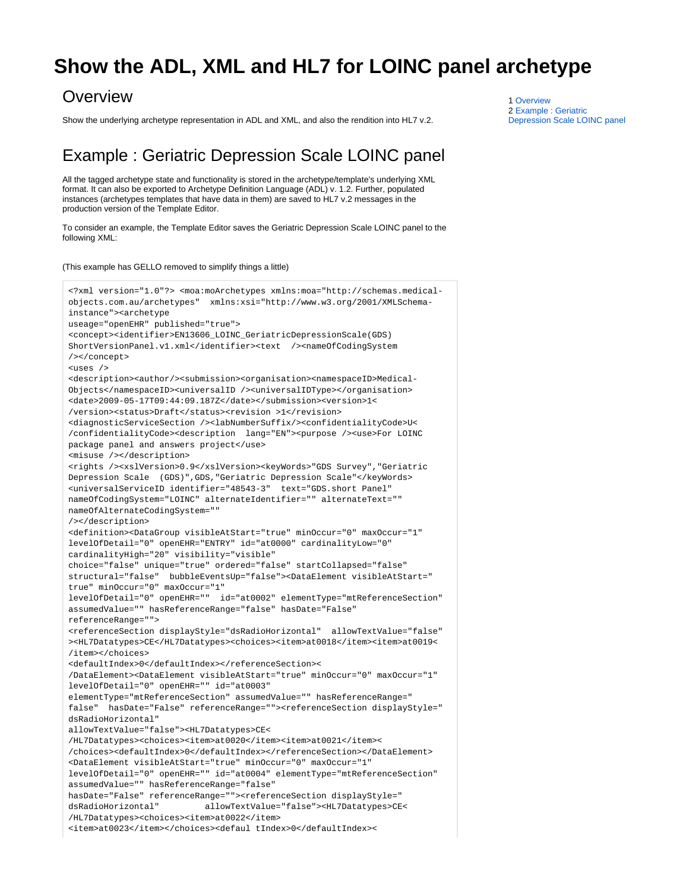# Show the ADL, XML and HL7 for LOINC panel archetype

## Overview

Show the underlying archetype representation in ADL and XML, and also the rendition into HL7 v.2.

1 Overview
2 Example : Geriatric Depression Scale LOINC panel

## Example : Geriatric Depression Scale LOINC panel

All the tagged archetype state and functionality is stored in the archetype/template's underlying XML format. It can also be exported to Archetype Definition Language (ADL) v. 1.2. Further, populated instances (archetypes templates that have data in them) are saved to HL7 v.2 messages in the production version of the Template Editor.

To consider an example, the Template Editor saves the Geriatric Depression Scale LOINC panel to the following XML:

(This example has GELLO removed to simplify things a little)

```
<?xml version="1.0"?> <moa:moArchetypes xmlns:moa="http://schemas.medical-
objects.com.au/archetypes"  xmlns:xsi="http://www.w3.org/2001/XMLSchema-
instance"><archetype
useage="openEHR" published="true">
<concept><identifier>EN13606_LOINC_GeriatricDepressionScale(GDS)
ShortVersionPanel.v1.xml</identifier><text  /><nameOfCodingSystem
/></concept>
<uses />
<description><author/><submission><organisation><namespaceID>Medical-
Objects</namespaceID><universalID /><universalIDType></organisation>
<date>2009-05-17T09:44:09.187Z</date></submission><version>1<
/version><status>Draft</status><revision >1</revision>
<diagnosticServiceSection /><labNumberSuffix/><confidentialityCode>U<
/confidentialityCode><description  lang="EN"><purpose /><use>For LOINC
package panel and answers project</use>
<misuse /></description>
<rights /><xslVersion>0.9</xslVersion><keyWords>"GDS Survey","Geriatric
Depression Scale  (GDS)",GDS,"Geriatric Depression Scale"</keyWords>
<universalServiceID identifier="48543-3"  text="GDS.short Panel"
nameOfCodingSystem="LOINC" alternateIdentifier="" alternateText=""
nameOfAlternateCodingSystem=""
/></description>
<definition><DataGroup visibleAtStart="true" minOccur="0" maxOccur="1"
levelOfDetail="0" openEHR="ENTRY" id="at0000" cardinalityLow="0"
cardinalityHigh="20" visibility="visible"
choice="false" unique="true" ordered="false" startCollapsed="false"
structural="false"  bubbleEventsUp="false"><DataElement visibleAtStart="
true" minOccur="0" maxOccur="1"
levelOfDetail="0" openEHR=""  id="at0002" elementType="mtReferenceSection"
assumedValue="" hasReferenceRange="false" hasDate="False"
referenceRange="">
<referenceSection displayStyle="dsRadioHorizontal"  allowTextValue="false"
><HL7Datatypes>CE</HL7Datatypes><choices><item>at0018</item><item>at0019<
/item></choices>
<defaultIndex>0</defaultIndex></referenceSection><
/DataElement><DataElement visibleAtStart="true" minOccur="0" maxOccur="1"
levelOfDetail="0" openEHR="" id="at0003"
elementType="mtReferenceSection" assumedValue="" hasReferenceRange="
false"  hasDate="False" referenceRange=""><referenceSection displayStyle="
dsRadioHorizontal"
allowTextValue="false"><HL7Datatypes>CE<
/HL7Datatypes><choices><item>at0020</item><item>at0021</item><
/choices><defaultIndex>0</defaultIndex></referenceSection></DataElement>
<DataElement visibleAtStart="true" minOccur="0" maxOccur="1"
levelOfDetail="0" openEHR="" id="at0004" elementType="mtReferenceSection"
assumedValue="" hasReferenceRange="false"
hasDate="False" referenceRange=""><referenceSection displayStyle="
dsRadioHorizontal"         allowTextValue="false"><HL7Datatypes>CE<
/HL7Datatypes><choices><item>at0022</item>
<item>at0023</item></choices><defaul tIndex>0</defaultIndex><
```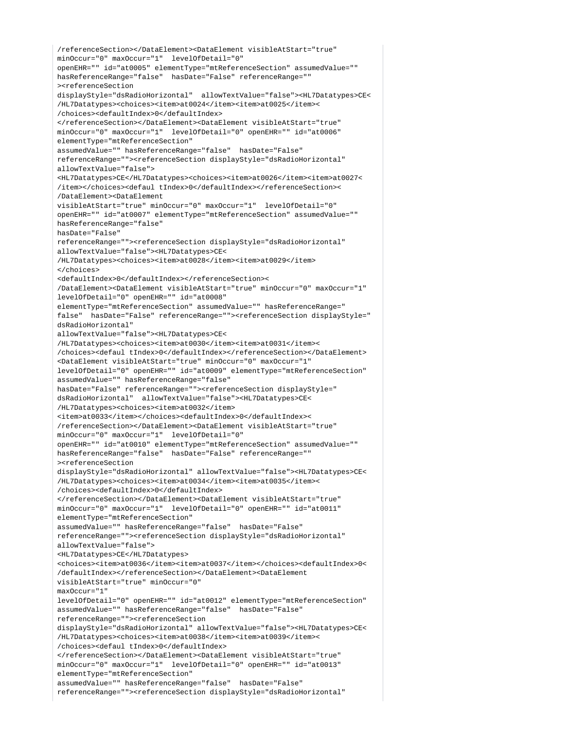```
/referenceSection></DataElement><DataElement visibleAtStart="true"
minOccur="0" maxOccur="1"  levelOfDetail="0"
openEHR="" id="at0005" elementType="mtReferenceSection" assumedValue=""
hasReferenceRange="false"  hasDate="False" referenceRange=""
><referenceSection
displayStyle="dsRadioHorizontal"  allowTextValue="false"><HL7Datatypes>CE<
/HL7Datatypes><choices><item>at0024</item><item>at0025</item><
/choices><defaultIndex>0</defaultIndex>
</referenceSection></DataElement><DataElement visibleAtStart="true"
minOccur="0" maxOccur="1"  levelOfDetail="0" openEHR="" id="at0006"
elementType="mtReferenceSection"
assumedValue="" hasReferenceRange="false"  hasDate="False"
referenceRange=""><referenceSection displayStyle="dsRadioHorizontal"
allowTextValue="false">
<HL7Datatypes>CE</HL7Datatypes><choices><item>at0026</item><item>at0027<
/item></choices><defaul tIndex>0</defaultIndex></referenceSection><
/DataElement><DataElement
visibleAtStart="true" minOccur="0" maxOccur="1"  levelOfDetail="0"
openEHR="" id="at0007" elementType="mtReferenceSection" assumedValue=""
hasReferenceRange="false"
hasDate="False"
referenceRange=""><referenceSection displayStyle="dsRadioHorizontal"
allowTextValue="false"><HL7Datatypes>CE<
/HL7Datatypes><choices><item>at0028</item><item>at0029</item>
</choices>
<defaultIndex>0</defaultIndex></referenceSection><
/DataElement><DataElement visibleAtStart="true" minOccur="0" maxOccur="1"
levelOfDetail="0" openEHR="" id="at0008"
elementType="mtReferenceSection" assumedValue="" hasReferenceRange="
false"  hasDate="False" referenceRange=""><referenceSection displayStyle="
dsRadioHorizontal"
allowTextValue="false"><HL7Datatypes>CE<
/HL7Datatypes><choices><item>at0030</item><item>at0031</item><
/choices><defaul tIndex>0</defaultIndex></referenceSection></DataElement>
<DataElement visibleAtStart="true" minOccur="0" maxOccur="1"
levelOfDetail="0" openEHR="" id="at0009" elementType="mtReferenceSection"
assumedValue="" hasReferenceRange="false"
hasDate="False" referenceRange=""><referenceSection displayStyle="
dsRadioHorizontal"  allowTextValue="false"><HL7Datatypes>CE<
/HL7Datatypes><choices><item>at0032</item>
<item>at0033</item></choices><defaultIndex>0</defaultIndex><
/referenceSection></DataElement><DataElement visibleAtStart="true"
minOccur="0" maxOccur="1"  levelOfDetail="0"
openEHR="" id="at0010" elementType="mtReferenceSection" assumedValue=""
hasReferenceRange="false"  hasDate="False" referenceRange=""
><referenceSection
displayStyle="dsRadioHorizontal" allowTextValue="false"><HL7Datatypes>CE<
/HL7Datatypes><choices><item>at0034</item><item>at0035</item><
/choices><defaultIndex>0</defaultIndex>
</referenceSection></DataElement><DataElement visibleAtStart="true"
minOccur="0" maxOccur="1"  levelOfDetail="0" openEHR="" id="at0011"
elementType="mtReferenceSection"
assumedValue="" hasReferenceRange="false"  hasDate="False"
referenceRange=""><referenceSection displayStyle="dsRadioHorizontal"
allowTextValue="false">
<HL7Datatypes>CE</HL7Datatypes>
<choices><item>at0036</item><item>at0037</item></choices><defaultIndex>0<
/defaultIndex></referenceSection></DataElement><DataElement
visibleAtStart="true" minOccur="0"
maxOccur="1"
levelOfDetail="0" openEHR="" id="at0012" elementType="mtReferenceSection"
assumedValue="" hasReferenceRange="false"  hasDate="False"
referenceRange=""><referenceSection
displayStyle="dsRadioHorizontal" allowTextValue="false"><HL7Datatypes>CE<
/HL7Datatypes><choices><item>at0038</item><item>at0039</item><
/choices><defaul tIndex>0</defaultIndex>
</referenceSection></DataElement><DataElement visibleAtStart="true"
minOccur="0" maxOccur="1"  levelOfDetail="0" openEHR="" id="at0013"
elementType="mtReferenceSection"
assumedValue="" hasReferenceRange="false"  hasDate="False"
referenceRange=""><referenceSection displayStyle="dsRadioHorizontal"
```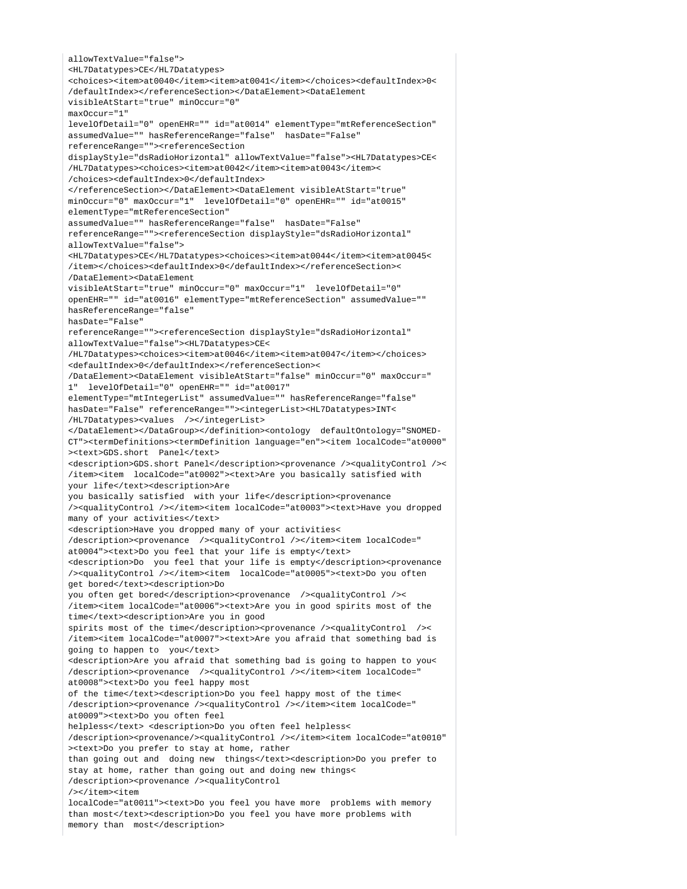```
allowTextValue="false">
<HL7Datatypes>CE</HL7Datatypes>
<choices><item>at0040</item><item>at0041</item></choices><defaultIndex>0<
/defaultIndex></referenceSection></DataElement><DataElement
visibleAtStart="true" minOccur="0"
maxOccur="1"
levelOfDetail="0" openEHR="" id="at0014" elementType="mtReferenceSection"
assumedValue="" hasReferenceRange="false"  hasDate="False"
referenceRange=""><referenceSection
displayStyle="dsRadioHorizontal" allowTextValue="false"><HL7Datatypes>CE<
/HL7Datatypes><choices><item>at0042</item><item>at0043</item><
/choices><defaultIndex>0</defaultIndex>
</referenceSection></DataElement><DataElement visibleAtStart="true"
minOccur="0" maxOccur="1"  levelOfDetail="0" openEHR="" id="at0015"
elementType="mtReferenceSection"
assumedValue="" hasReferenceRange="false"  hasDate="False"
referenceRange=""><referenceSection displayStyle="dsRadioHorizontal"
allowTextValue="false">
<HL7Datatypes>CE</HL7Datatypes><choices><item>at0044</item><item>at0045<
/item></choices><defaultIndex>0</defaultIndex></referenceSection><
/DataElement><DataElement
visibleAtStart="true" minOccur="0" maxOccur="1"  levelOfDetail="0"
openEHR="" id="at0016" elementType="mtReferenceSection" assumedValue=""
hasReferenceRange="false"
hasDate="False"
referenceRange=""><referenceSection displayStyle="dsRadioHorizontal"
allowTextValue="false"><HL7Datatypes>CE<
/HL7Datatypes><choices><item>at0046</item><item>at0047</item></choices>
<defaultIndex>0</defaultIndex></referenceSection><
/DataElement><DataElement visibleAtStart="false" minOccur="0" maxOccur="
1"  levelOfDetail="0" openEHR="" id="at0017"
elementType="mtIntegerList" assumedValue="" hasReferenceRange="false"
hasDate="False" referenceRange=""><integerList><HL7Datatypes>INT<
/HL7Datatypes><values  /></integerList>
</DataElement></DataGroup></definition><ontology  defaultOntology="SNOMED-
CT"><termDefinitions><termDefinition language="en"><item localCode="at0000"
><text>GDS.short  Panel</text>
<description>GDS.short Panel</description><provenance /><qualityControl /><
/item><item  localCode="at0002"><text>Are you basically satisfied with
your life</text><description>Are
you basically satisfied  with your life</description><provenance
/><qualityControl /></item><item localCode="at0003"><text>Have you dropped
many of your activities</text>
<description>Have you dropped many of your activities<
/description><provenance  /><qualityControl /></item><item localCode="
at0004"><text>Do you feel that your life is empty</text>
<description>Do  you feel that your life is empty</description><provenance
/><qualityControl /></item><item  localCode="at0005"><text>Do you often
get bored</text><description>Do
you often get bored</description><provenance  /><qualityControl /><
/item><item localCode="at0006"><text>Are you in good spirits most of the
time</text><description>Are you in good
spirits most of the time</description><provenance /><qualityControl  /><
/item><item localCode="at0007"><text>Are you afraid that something bad is
going to happen to  you</text>
<description>Are you afraid that something bad is going to happen to you<
/description><provenance  /><qualityControl /></item><item localCode="
at0008"><text>Do you feel happy most
of the time</text><description>Do you feel happy most of the time<
/description><provenance /><qualityControl /></item><item localCode="
at0009"><text>Do you often feel
helpless</text> <description>Do you often feel helpless<
/description><provenance/><qualityControl /></item><item localCode="at0010"
><text>Do you prefer to stay at home, rather
than going out and  doing new  things</text><description>Do you prefer to
stay at home, rather than going out and doing new things<
/description><provenance /><qualityControl
/></item><item
localCode="at0011"><text>Do you feel you have more  problems with memory
than most</text><description>Do you feel you have more problems with
memory than  most</description>
```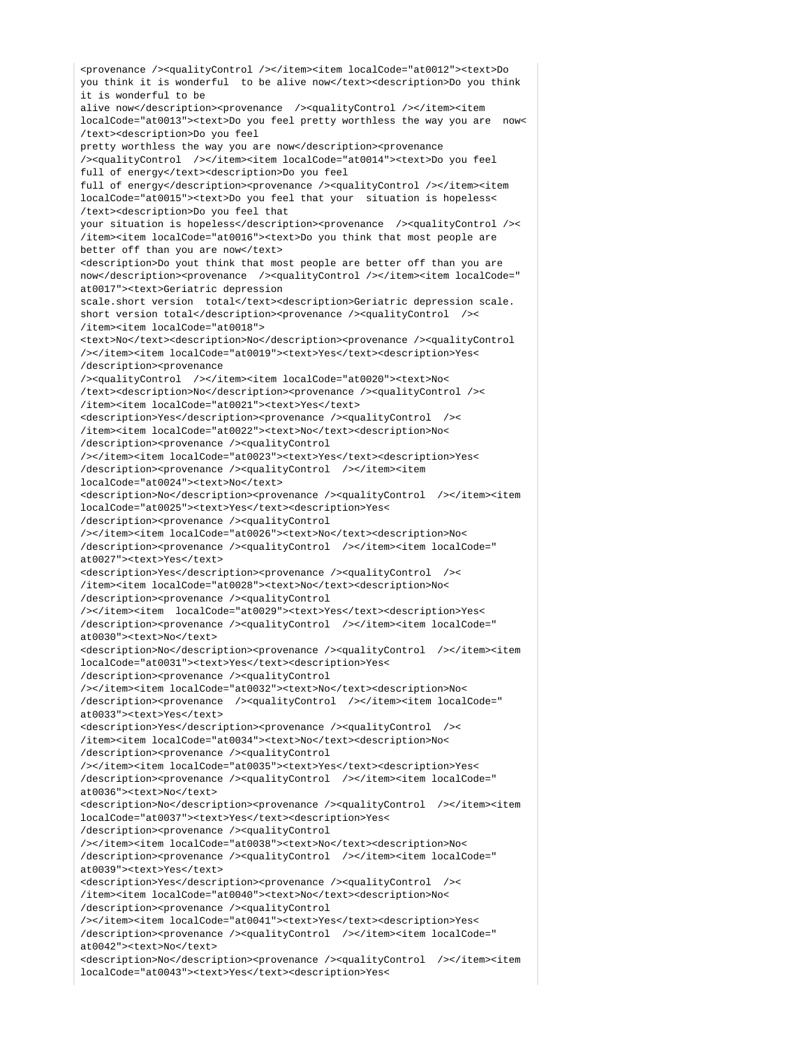```
<provenance /><qualityControl /></item><item localCode="at0012"><text>Do
you think it is wonderful  to be alive now</text><description>Do you think
it is wonderful to be
alive now</description><provenance  /><qualityControl /></item><item
localCode="at0013"><text>Do you feel pretty worthless the way you are  now<
/text><description>Do you feel
pretty worthless the way you are now</description><provenance
/><qualityControl  /></item><item localCode="at0014"><text>Do you feel
full of energy</text><description>Do you feel
full of energy</description><provenance /><qualityControl /></item><item
localCode="at0015"><text>Do you feel that your  situation is hopeless<
/text><description>Do you feel that
your situation is hopeless</description><provenance  /><qualityControl /><
/item><item localCode="at0016"><text>Do you think that most people are
better off than you are now</text>
<description>Do yout think that most people are better off than you are
now</description><provenance  /><qualityControl /></item><item localCode="
at0017"><text>Geriatric depression
scale.short version  total</text><description>Geriatric depression scale.
short version total</description><provenance /><qualityControl  /><
/item><item localCode="at0018">
<text>No</text><description>No</description><provenance /><qualityControl
/></item><item localCode="at0019"><text>Yes</text><description>Yes<
/description><provenance
/><qualityControl  /></item><item localCode="at0020"><text>No<
/text><description>No</description><provenance /><qualityControl /><
/item><item localCode="at0021"><text>Yes</text>
<description>Yes</description><provenance /><qualityControl  /><
/item><item localCode="at0022"><text>No</text><description>No<
/description><provenance /><qualityControl
/></item><item localCode="at0023"><text>Yes</text><description>Yes<
/description><provenance /><qualityControl  /></item><item
localCode="at0024"><text>No</text>
<description>No</description><provenance /><qualityControl  /></item><item
localCode="at0025"><text>Yes</text><description>Yes<
/description><provenance /><qualityControl
/></item><item localCode="at0026"><text>No</text><description>No<
/description><provenance /><qualityControl  /></item><item localCode="
at0027"><text>Yes</text>
<description>Yes</description><provenance /><qualityControl  /><
/item><item localCode="at0028"><text>No</text><description>No<
/description><provenance /><qualityControl
/></item><item  localCode="at0029"><text>Yes</text><description>Yes<
/description><provenance /><qualityControl  /></item><item localCode="
at0030"><text>No</text>
<description>No</description><provenance /><qualityControl  /></item><item
localCode="at0031"><text>Yes</text><description>Yes<
/description><provenance /><qualityControl
/></item><item localCode="at0032"><text>No</text><description>No<
/description><provenance  /><qualityControl  /></item><item localCode="
at0033"><text>Yes</text>
<description>Yes</description><provenance /><qualityControl  /><
/item><item localCode="at0034"><text>No</text><description>No<
/description><provenance /><qualityControl
/></item><item localCode="at0035"><text>Yes</text><description>Yes<
/description><provenance /><qualityControl  /></item><item localCode="
at0036"><text>No</text>
<description>No</description><provenance /><qualityControl  /></item><item
localCode="at0037"><text>Yes</text><description>Yes<
/description><provenance /><qualityControl
/></item><item localCode="at0038"><text>No</text><description>No<
/description><provenance /><qualityControl  /></item><item localCode="
at0039"><text>Yes</text>
<description>Yes</description><provenance /><qualityControl  /><
/item><item localCode="at0040"><text>No</text><description>No<
/description><provenance /><qualityControl
/></item><item localCode="at0041"><text>Yes</text><description>Yes<
/description><provenance /><qualityControl  /></item><item localCode="
at0042"><text>No</text>
<description>No</description><provenance /><qualityControl  /></item><item
localCode="at0043"><text>Yes</text><description>Yes<
```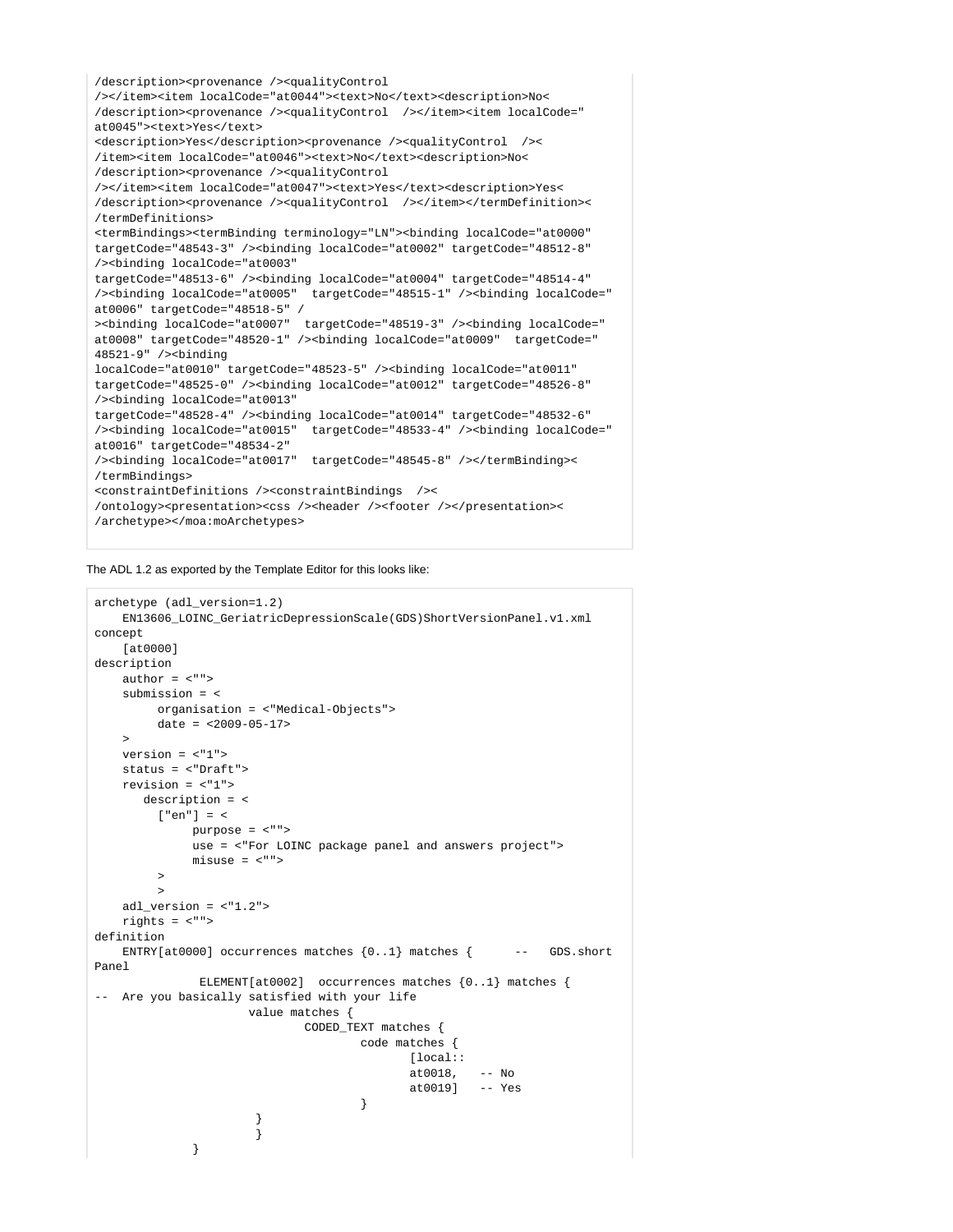```
/description><provenance /><qualityControl
/></item><item localCode="at0044"><text>No</text><description>No<
/description><provenance /><qualityControl  /></item><item localCode="
at0045"><text>Yes</text>
<description>Yes</description><provenance /><qualityControl  /><
/item><item localCode="at0046"><text>No</text><description>No<
/description><provenance /><qualityControl
/></item><item localCode="at0047"><text>Yes</text><description>Yes<
/description><provenance /><qualityControl  /></item></termDefinition><
/termDefinitions>
<termBindings><termBinding terminology="LN"><binding localCode="at0000"
targetCode="48543-3" /><binding localCode="at0002" targetCode="48512-8"
/><binding localCode="at0003"
targetCode="48513-6" /><binding localCode="at0004" targetCode="48514-4"
/><binding localCode="at0005"  targetCode="48515-1" /><binding localCode="
at0006" targetCode="48518-5" /
><binding localCode="at0007"  targetCode="48519-3" /><binding localCode="
at0008" targetCode="48520-1" /><binding localCode="at0009"  targetCode="
48521-9" /><binding
localCode="at0010" targetCode="48523-5" /><binding localCode="at0011"
targetCode="48525-0" /><binding localCode="at0012" targetCode="48526-8"
/><binding localCode="at0013"
targetCode="48528-4" /><binding localCode="at0014" targetCode="48532-6"
/><binding localCode="at0015"  targetCode="48533-4" /><binding localCode="
at0016" targetCode="48534-2"
/><binding localCode="at0017"  targetCode="48545-8" /></termBinding><
/termBindings>
<constraintDefinitions /><constraintBindings  /><
/ontology><presentation><css /><header /><footer /></presentation><
/archetype></moa:moArchetypes>
```

The ADL 1.2 as exported by the Template Editor for this looks like:

```
archetype (adl_version=1.2)
    EN13606_LOINC_GeriatricDepressionScale(GDS)ShortVersionPanel.v1.xml
concept
    [at0000]
description
    author = <"">
    submission = <
         organisation = <"Medical-Objects">
         date = <2009-05-17>
    >
    version = <"1">
    status = <"Draft">
    revision = <"1">
       description = <
         ["en"] = <
              purpose = <"">
              use = <"For LOINC package panel and answers project">
              misuse = <"">
         >
         >
    adl_version = <"1.2">
    rights = <"">
definition
    ENTRY[at0000] occurrences matches {0..1} matches {      --   GDS.short
Panel
               ELEMENT[at0002]  occurrences matches {0..1} matches {
--  Are you basically satisfied with your life
                      value matches {
                              CODED_TEXT matches {
                                      code matches {
                                             [local::
                                             at0018,   -- No
                                             at0019]   -- Yes
                                      }
                       }
                       }
              }
```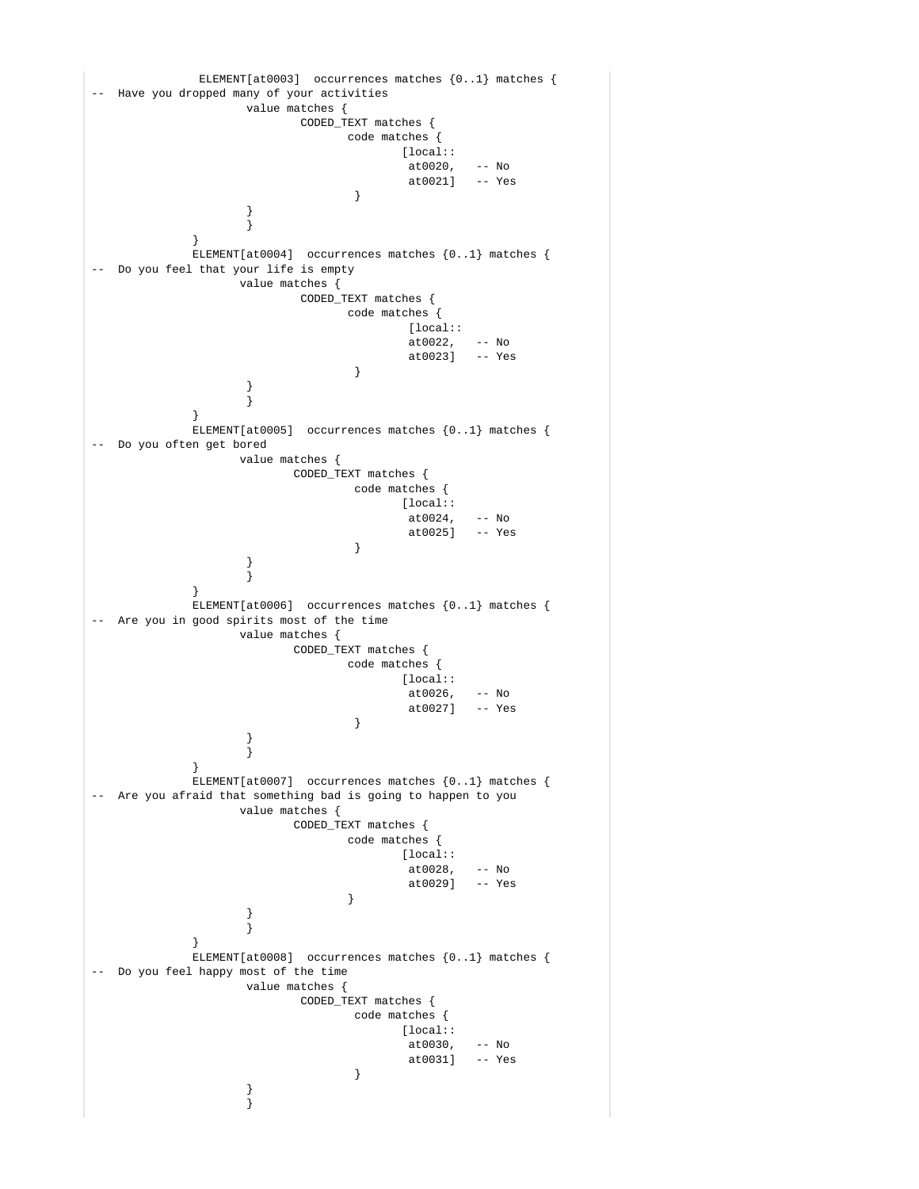```
               ELEMENT[at0003]  occurrences matches {0..1} matches {
--  Have you dropped many of your activities
                      value matches {
                              CODED_TEXT matches {
                                     code matches {
                                             [local::
                                              at0020,   -- No
                                              at0021]   -- Yes
                                      }
                      }
                      }
              }
              ELEMENT[at0004]  occurrences matches {0..1} matches {
--  Do you feel that your life is empty
                     value matches {
                              CODED_TEXT matches {
                                     code matches {
                                              [local::
                                              at0022,   -- No
                                              at0023]   -- Yes
                                      }
                      }
                      }
              }
              ELEMENT[at0005]  occurrences matches {0..1} matches {
--  Do you often get bored
                     value matches {
                             CODED_TEXT matches {
                                      code matches {
                                             [local::
                                              at0024,   -- No
                                              at0025]   -- Yes
                                      }
                      }
                      }
              }
              ELEMENT[at0006]  occurrences matches {0..1} matches {
--  Are you in good spirits most of the time
                     value matches {
                             CODED_TEXT matches {
                                     code matches {
                                             [local::
                                              at0026,   -- No
                                              at0027]   -- Yes
                                      }
                      }
                      }
              }
              ELEMENT[at0007]  occurrences matches {0..1} matches {
--  Are you afraid that something bad is going to happen to you
                     value matches {
                             CODED_TEXT matches {
                                     code matches {
                                             [local::
                                              at0028,   -- No
                                              at0029]   -- Yes
                                     }
                      }
                      }
              }
              ELEMENT[at0008]  occurrences matches {0..1} matches {
--  Do you feel happy most of the time
                      value matches {
                              CODED_TEXT matches {
                                      code matches {
                                             [local::
                                              at0030,   -- No
                                              at0031]   -- Yes
                                      }
                      }
                      }
```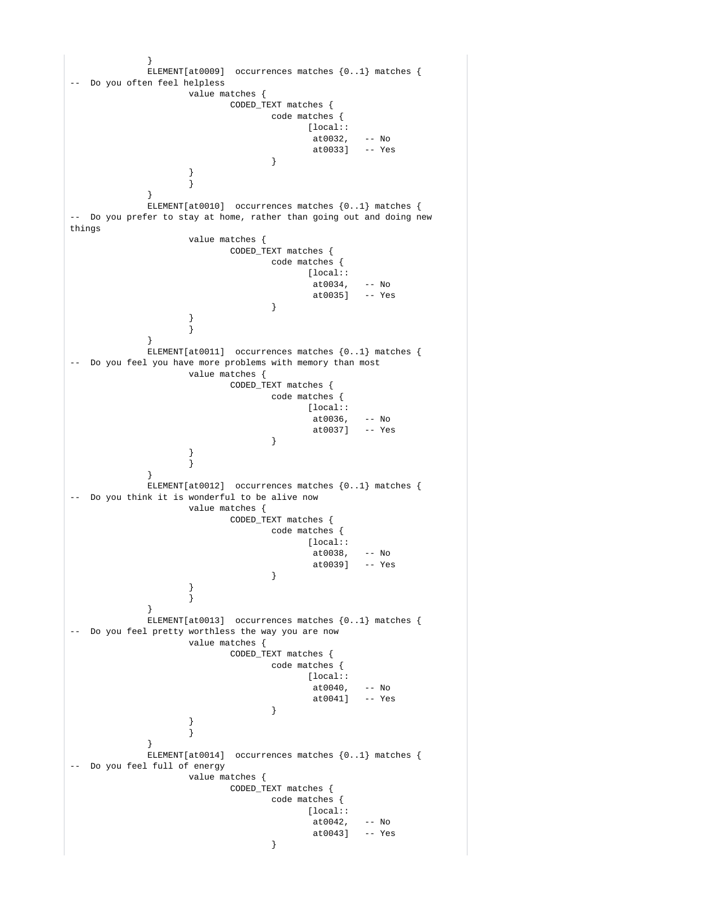```
            }
            ELEMENT[at0009]  occurrences matches {0..1} matches {
--  Do you often feel helpless
                value matches {
                    CODED_TEXT matches {
                        code matches {
                            [local::
                             at0032,   -- No
                             at0033]   -- Yes
                        }
                }
                }
            }
            ELEMENT[at0010]  occurrences matches {0..1} matches {
--  Do you prefer to stay at home, rather than going out and doing new
things
                value matches {
                    CODED_TEXT matches {
                        code matches {
                            [local::
                             at0034,   -- No
                             at0035]   -- Yes
                        }
                }
                }
            }
            ELEMENT[at0011]  occurrences matches {0..1} matches {
--  Do you feel you have more problems with memory than most
                value matches {
                    CODED_TEXT matches {
                        code matches {
                            [local::
                             at0036,   -- No
                             at0037]   -- Yes
                        }
                }
                }
            }
            ELEMENT[at0012]  occurrences matches {0..1} matches {
--  Do you think it is wonderful to be alive now
                value matches {
                    CODED_TEXT matches {
                        code matches {
                            [local::
                             at0038,   -- No
                             at0039]   -- Yes
                        }
                }
                }
            }
            ELEMENT[at0013]  occurrences matches {0..1} matches {
--  Do you feel pretty worthless the way you are now
                value matches {
                    CODED_TEXT matches {
                        code matches {
                            [local::
                             at0040,   -- No
                             at0041]   -- Yes
                        }
                }
                }
            }
            ELEMENT[at0014]  occurrences matches {0..1} matches {
--  Do you feel full of energy
                value matches {
                    CODED_TEXT matches {
                        code matches {
                            [local::
                             at0042,   -- No
                             at0043]   -- Yes
                        }
```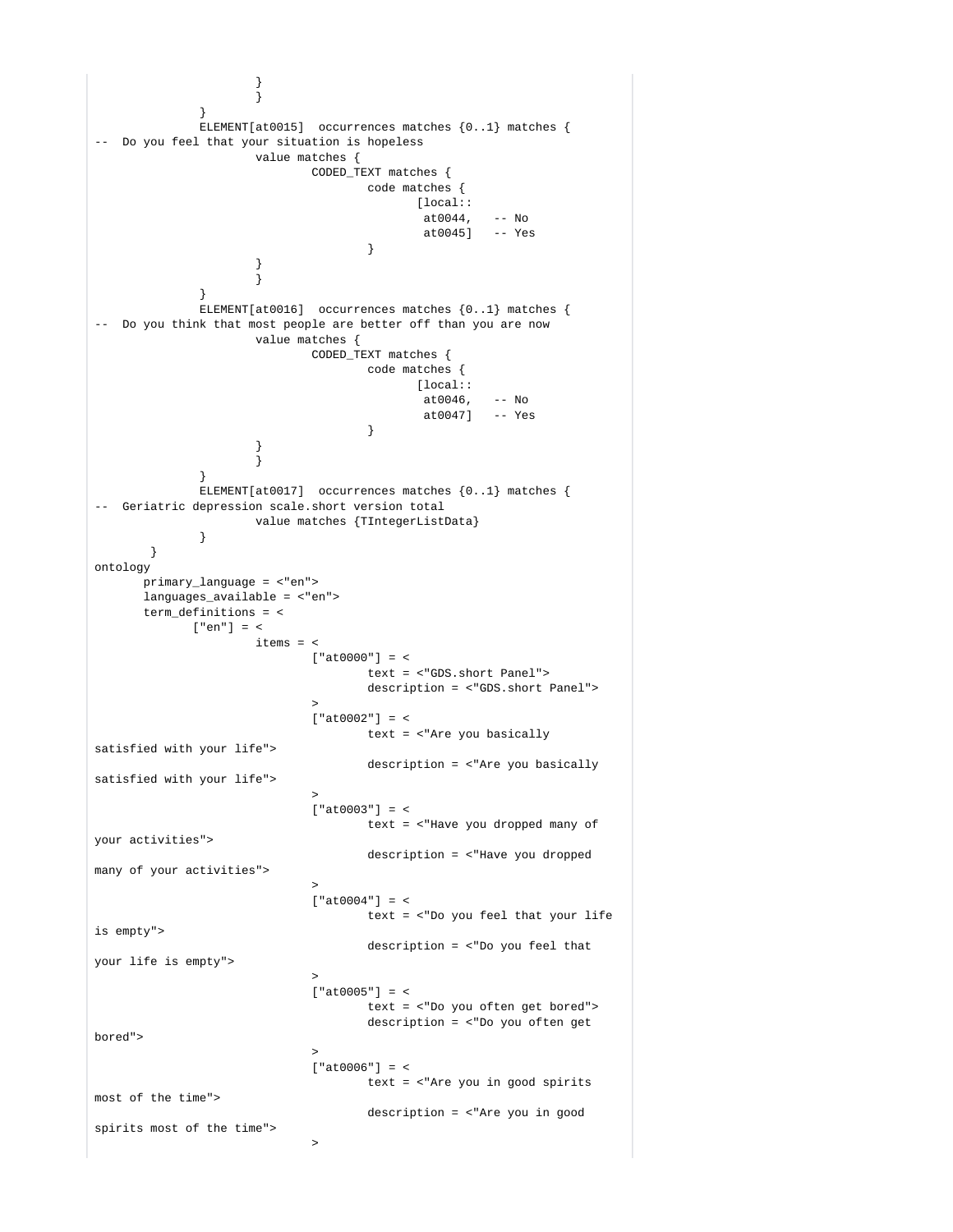```
                        }
                        }
                }
                ELEMENT[at0015]  occurrences matches {0..1} matches {
--  Do you feel that your situation is hopeless
                        value matches {
                                CODED_TEXT matches {
                                        code matches {
                                               [local::
                                                at0044,   -- No
                                                at0045]   -- Yes
                                        }
                        }
                        }
                }
                ELEMENT[at0016]  occurrences matches {0..1} matches {
--  Do you think that most people are better off than you are now
                        value matches {
                                CODED_TEXT matches {
                                        code matches {
                                               [local::
                                                at0046,   -- No
                                                at0047]   -- Yes
                                        }
                        }
                        }
                }
                ELEMENT[at0017]  occurrences matches {0..1} matches {
--  Geriatric depression scale.short version total
                        value matches {TIntegerListData}
                }
         }
ontology
       primary_language = <"en">
       languages_available = <"en">
       term_definitions = <
              ["en"] = <
                        items = <
                                ["at0000"] = <
                                        text = <"GDS.short Panel">
                                        description = <"GDS.short Panel">
                                >
                                ["at0002"] = <
                                        text = <"Are you basically
satisfied with your life">
                                        description = <"Are you basically
satisfied with your life">
                                >
                                ["at0003"] = <
                                        text = <"Have you dropped many of
your activities">
                                        description = <"Have you dropped
many of your activities">
                                >
                                ["at0004"] = <
                                        text = <"Do you feel that your life
is empty">
                                        description = <"Do you feel that
your life is empty">
                                >
                                ["at0005"] = <
                                        text = <"Do you often get bored">
                                        description = <"Do you often get
bored">
                                >
                                ["at0006"] = <
                                        text = <"Are you in good spirits
most of the time">
                                        description = <"Are you in good
spirits most of the time">
                                >
```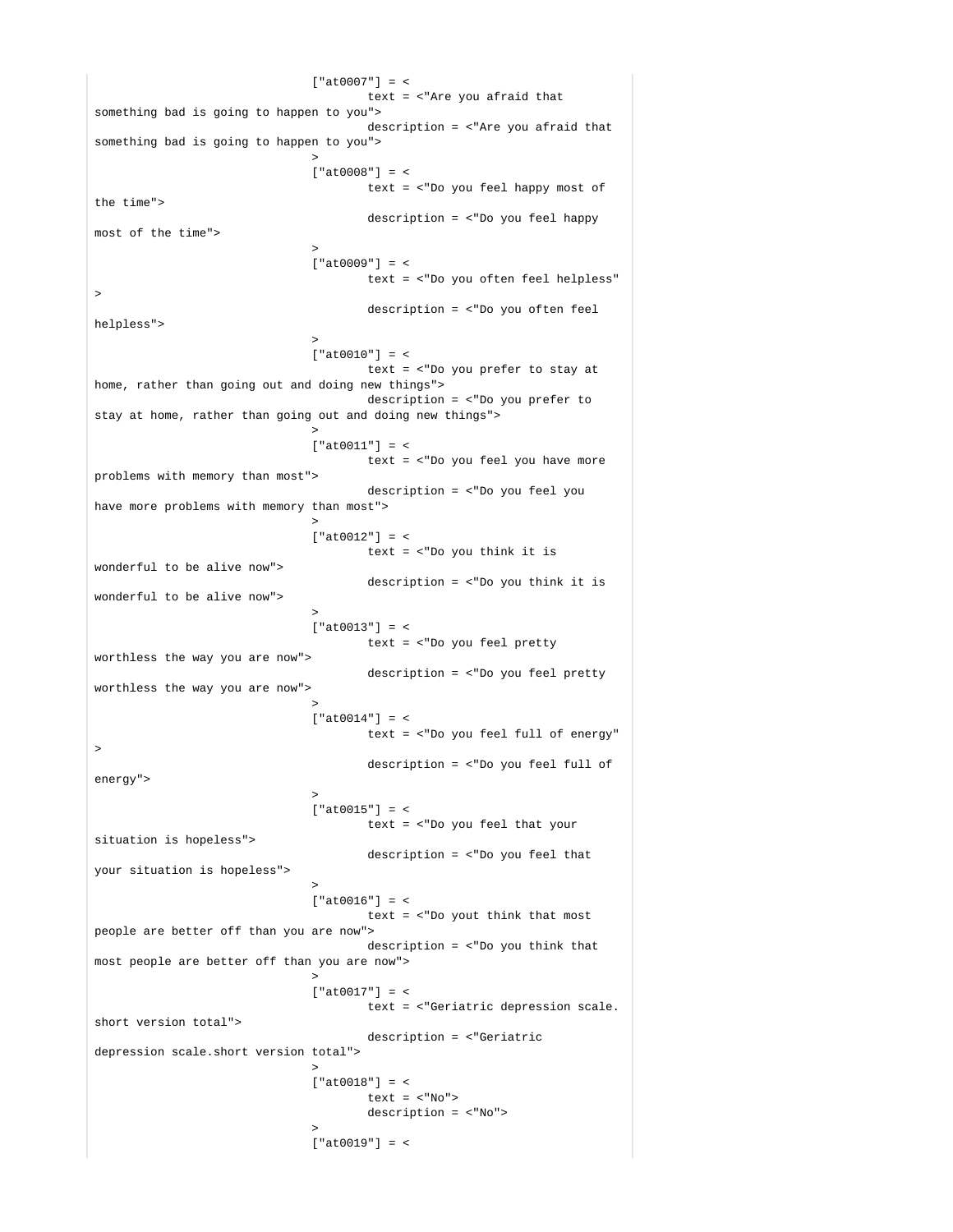```
                              ["at0007"] = <
                                      text = <"Are you afraid that
something bad is going to happen to you">
                                      description = <"Are you afraid that
something bad is going to happen to you">
                              >
                              ["at0008"] = <
                                      text = <"Do you feel happy most of
the time">
                                      description = <"Do you feel happy
most of the time">
                              >
                              ["at0009"] = <
                                      text = <"Do you often feel helpless"
>
                                      description = <"Do you often feel
helpless">
                              >
                              ["at0010"] = <
                                      text = <"Do you prefer to stay at
home, rather than going out and doing new things">
                                      description = <"Do you prefer to
stay at home, rather than going out and doing new things">
                              >
                              ["at0011"] = <
                                      text = <"Do you feel you have more
problems with memory than most">
                                      description = <"Do you feel you
have more problems with memory than most">
                              >
                              ["at0012"] = <
                                      text = <"Do you think it is
wonderful to be alive now">
                                      description = <"Do you think it is
wonderful to be alive now">
                              >
                              ["at0013"] = <
                                      text = <"Do you feel pretty
worthless the way you are now">
                                      description = <"Do you feel pretty
worthless the way you are now">
                              >
                              ["at0014"] = <
                                      text = <"Do you feel full of energy"
>
                                      description = <"Do you feel full of
energy">
                              >
                              ["at0015"] = <
                                      text = <"Do you feel that your
situation is hopeless">
                                      description = <"Do you feel that
your situation is hopeless">
                              >
                              ["at0016"] = <
                                      text = <"Do yout think that most
people are better off than you are now">
                                      description = <"Do you think that
most people are better off than you are now">
                              >
                              ["at0017"] = <
                                      text = <"Geriatric depression scale.
short version total">
                                      description = <"Geriatric
depression scale.short version total">
                              >
                              ["at0018"] = <
                                      text = <"No">
                                      description = <"No">
                              >
                              ["at0019"] = <
```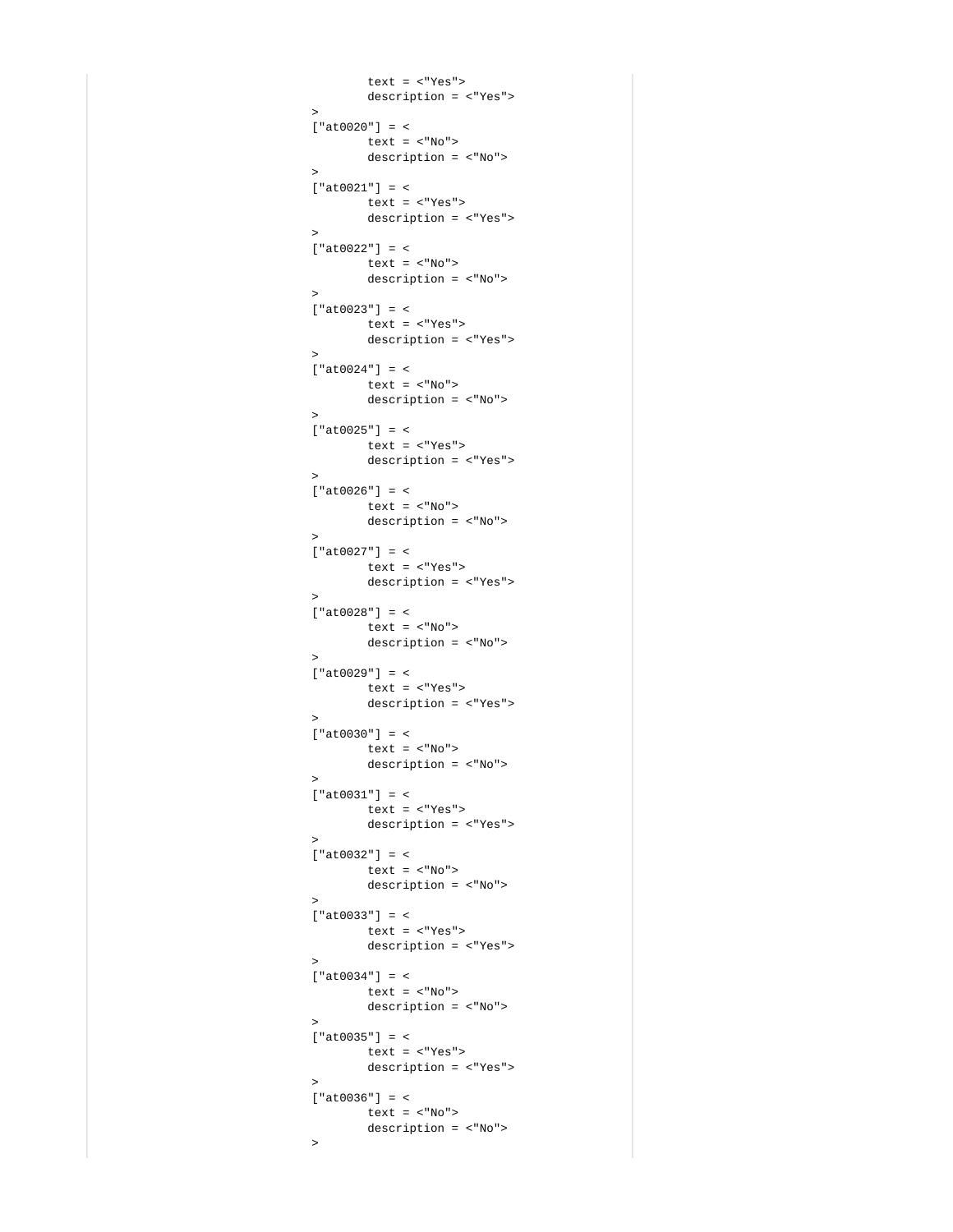```
		text = <"Yes">
		description = <"Yes">
	>
	["at0020"] = <
		text = <"No">
		description = <"No">
	>
	["at0021"] = <
		text = <"Yes">
		description = <"Yes">
	>
	["at0022"] = <
		text = <"No">
		description = <"No">
	>
	["at0023"] = <
		text = <"Yes">
		description = <"Yes">
	>
	["at0024"] = <
		text = <"No">
		description = <"No">
	>
	["at0025"] = <
		text = <"Yes">
		description = <"Yes">
	>
	["at0026"] = <
		text = <"No">
		description = <"No">
	>
	["at0027"] = <
		text = <"Yes">
		description = <"Yes">
	>
	["at0028"] = <
		text = <"No">
		description = <"No">
	>
	["at0029"] = <
		text = <"Yes">
		description = <"Yes">
	>
	["at0030"] = <
		text = <"No">
		description = <"No">
	>
	["at0031"] = <
		text = <"Yes">
		description = <"Yes">
	>
	["at0032"] = <
		text = <"No">
		description = <"No">
	>
	["at0033"] = <
		text = <"Yes">
		description = <"Yes">
	>
	["at0034"] = <
		text = <"No">
		description = <"No">
	>
	["at0035"] = <
		text = <"Yes">
		description = <"Yes">
	>
	["at0036"] = <
		text = <"No">
		description = <"No">
	>
```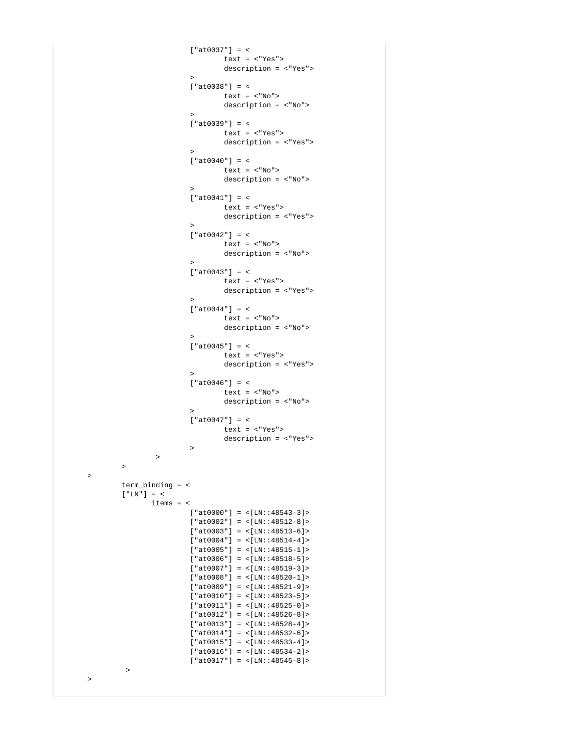```
                    ["at0037"] = <
                        text = <"Yes">
                        description = <"Yes">
                    >
                    ["at0038"] = <
                        text = <"No">
                        description = <"No">
                    >
                    ["at0039"] = <
                        text = <"Yes">
                        description = <"Yes">
                    >
                    ["at0040"] = <
                        text = <"No">
                        description = <"No">
                    >
                    ["at0041"] = <
                        text = <"Yes">
                        description = <"Yes">
                    >
                    ["at0042"] = <
                        text = <"No">
                        description = <"No">
                    >
                    ["at0043"] = <
                        text = <"Yes">
                        description = <"Yes">
                    >
                    ["at0044"] = <
                        text = <"No">
                        description = <"No">
                    >
                    ["at0045"] = <
                        text = <"Yes">
                        description = <"Yes">
                    >
                    ["at0046"] = <
                        text = <"No">
                        description = <"No">
                    >
                    ["at0047"] = <
                        text = <"Yes">
                        description = <"Yes">
                    >
                >
            >
    >
        term_binding = <
        ["LN"] = <
            items = <
                    ["at0000"] = <[LN::48543-3]>
                    ["at0002"] = <[LN::48512-8]>
                    ["at0003"] = <[LN::48513-6]>
                    ["at0004"] = <[LN::48514-4]>
                    ["at0005"] = <[LN::48515-1]>
                    ["at0006"] = <[LN::48518-5]>
                    ["at0007"] = <[LN::48519-3]>
                    ["at0008"] = <[LN::48520-1]>
                    ["at0009"] = <[LN::48521-9]>
                    ["at0010"] = <[LN::48523-5]>
                    ["at0011"] = <[LN::48525-0]>
                    ["at0012"] = <[LN::48526-8]>
                    ["at0013"] = <[LN::48528-4]>
                    ["at0014"] = <[LN::48532-6]>
                    ["at0015"] = <[LN::48533-4]>
                    ["at0016"] = <[LN::48534-2]>
                    ["at0017"] = <[LN::48545-8]>
            >
    >
```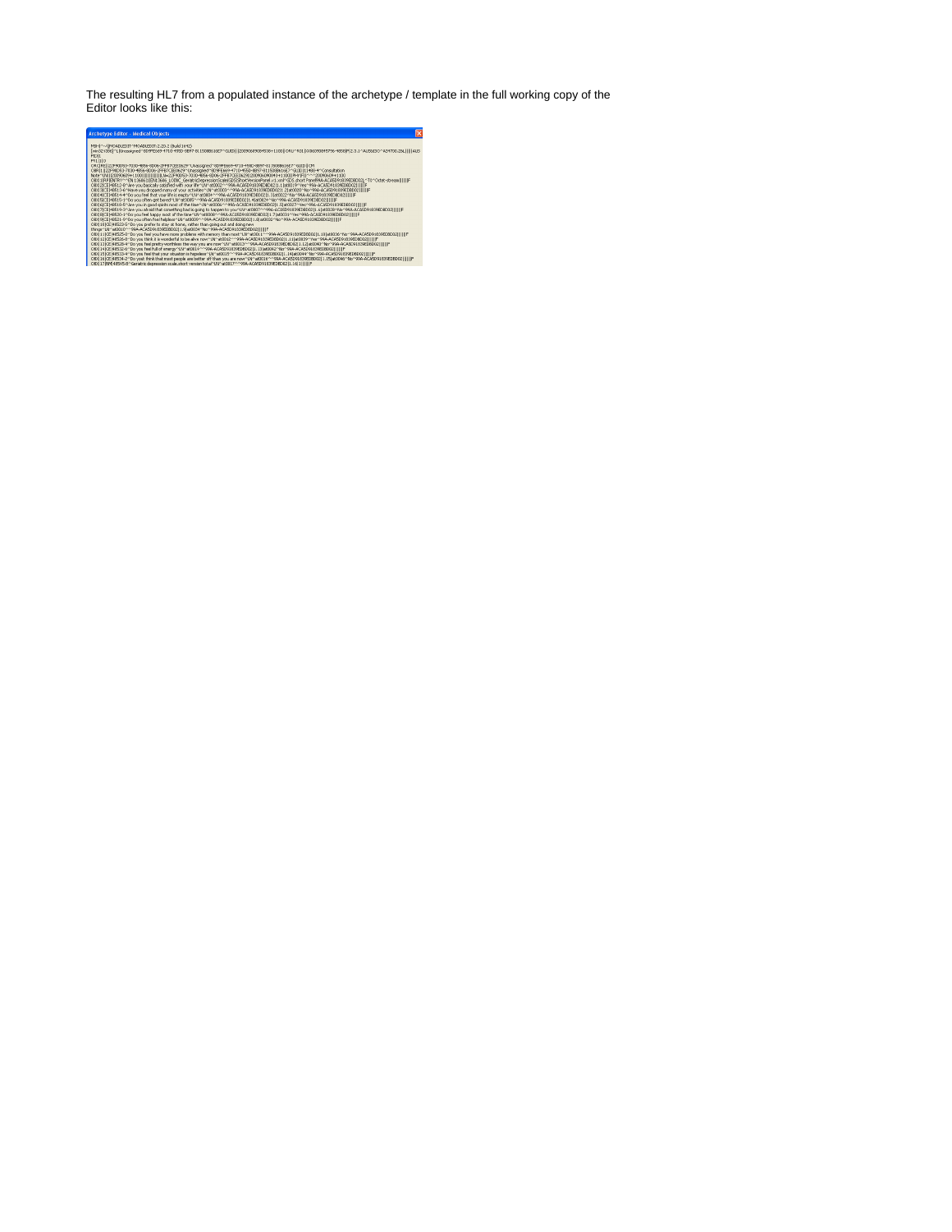The resulting HL7 from a populated instance of the archetype / template in the full working copy of the Editor looks like this:

Archetype Editor - Medical Objects